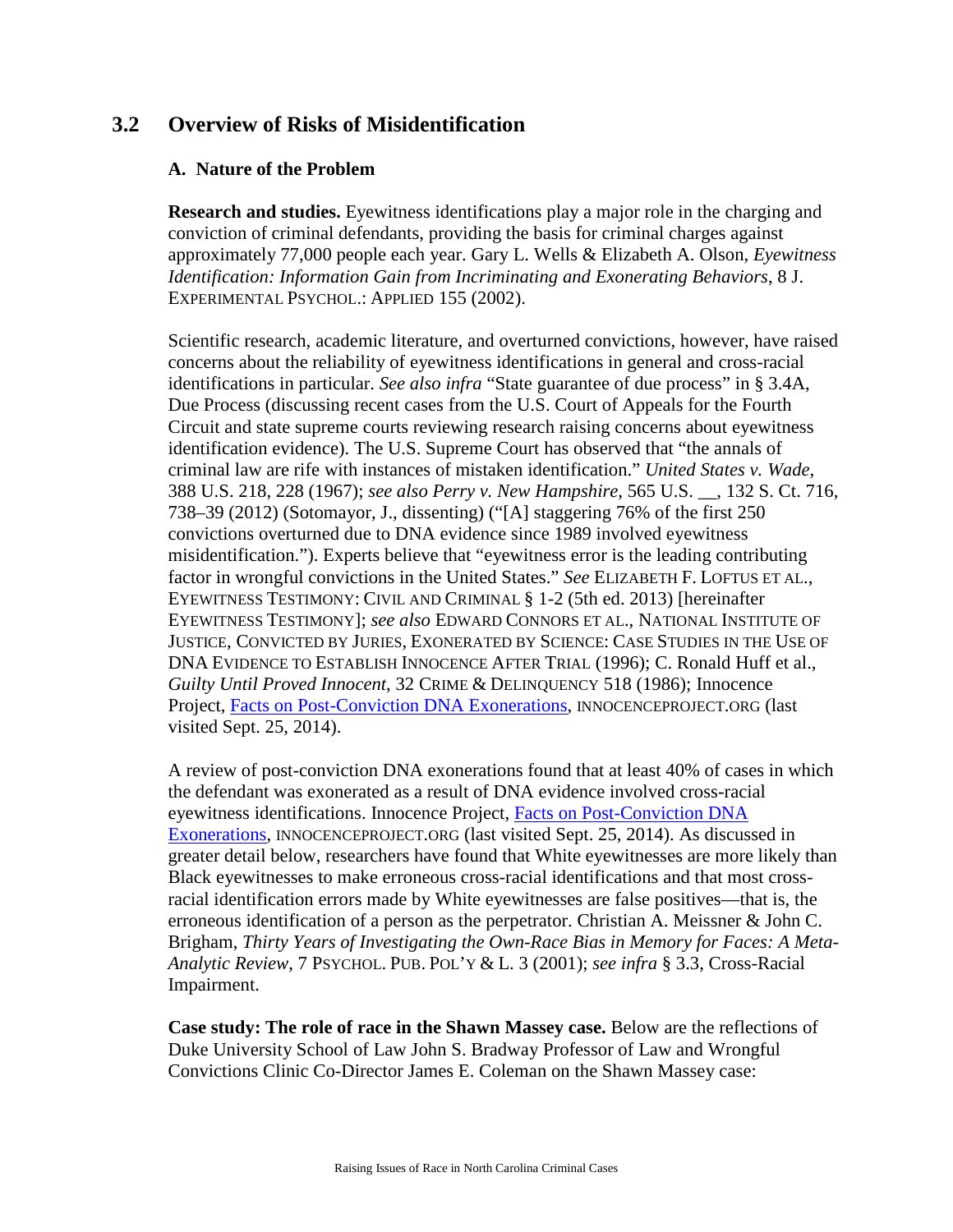## 3.2 Overview of Risks of Misidentification

### A. Nature of the Problem

**Research and studies.** Eyewitness identifications play a major role in the charging and conviction of criminal defendants, providing the basis for criminal charges against approximately 77,000 people each year. Gary L. Wells & Elizabeth A. Olson, *Eyewitness Identification: Information Gain from Incriminating and Exonerating Behaviors*, 8 J. EXPERIMENTAL PSYCHOL.: APPLIED 155 (2002).

Scientific research, academic literature, and overturned convictions, however, have raised concerns about the reliability of eyewitness identifications in general and cross-racial identifications in particular. *See also infra* "State guarantee of due process" in § 3.4A, Due Process (discussing recent cases from the U.S. Court of Appeals for the Fourth Circuit and state supreme courts reviewing research raising concerns about eyewitness identification evidence). The U.S. Supreme Court has observed that "the annals of criminal law are rife with instances of mistaken identification." *United States v. Wade*, 388 U.S. 218, 228 (1967); *see also Perry v. New Hampshire*, 565 U.S. __, 132 S. Ct. 716, 738–39 (2012) (Sotomayor, J., dissenting) ("[A] staggering 76% of the first 250 convictions overturned due to DNA evidence since 1989 involved eyewitness misidentification."). Experts believe that "eyewitness error is the leading contributing factor in wrongful convictions in the United States." *See* ELIZABETH F. LOFTUS ET AL., EYEWITNESS TESTIMONY: CIVIL AND CRIMINAL § 1-2 (5th ed. 2013) [hereinafter EYEWITNESS TESTIMONY]; *see also* EDWARD CONNORS ET AL., NATIONAL INSTITUTE OF JUSTICE, CONVICTED BY JURIES, EXONERATED BY SCIENCE: CASE STUDIES IN THE USE OF DNA EVIDENCE TO ESTABLISH INNOCENCE AFTER TRIAL (1996); C. Ronald Huff et al., *Guilty Until Proved Innocent*, 32 CRIME & DELINQUENCY 518 (1986); Innocence Project, Facts on Post-Conviction DNA Exonerations, INNOCENCEPROJECT.ORG (last visited Sept. 25, 2014).

A review of post-conviction DNA exonerations found that at least 40% of cases in which the defendant was exonerated as a result of DNA evidence involved cross-racial eyewitness identifications. Innocence Project, Facts on Post-Conviction DNA Exonerations, INNOCENCEPROJECT.ORG (last visited Sept. 25, 2014). As discussed in greater detail below, researchers have found that White eyewitnesses are more likely than Black eyewitnesses to make erroneous cross-racial identifications and that most cross-racial identification errors made by White eyewitnesses are false positives—that is, the erroneous identification of a person as the perpetrator. Christian A. Meissner & John C. Brigham, *Thirty Years of Investigating the Own-Race Bias in Memory for Faces: A Meta-Analytic Review*, 7 PSYCHOL. PUB. POL'Y & L. 3 (2001); *see infra* § 3.3, Cross-Racial Impairment.

**Case study: The role of race in the Shawn Massey case.** Below are the reflections of Duke University School of Law John S. Bradway Professor of Law and Wrongful Convictions Clinic Co-Director James E. Coleman on the Shawn Massey case: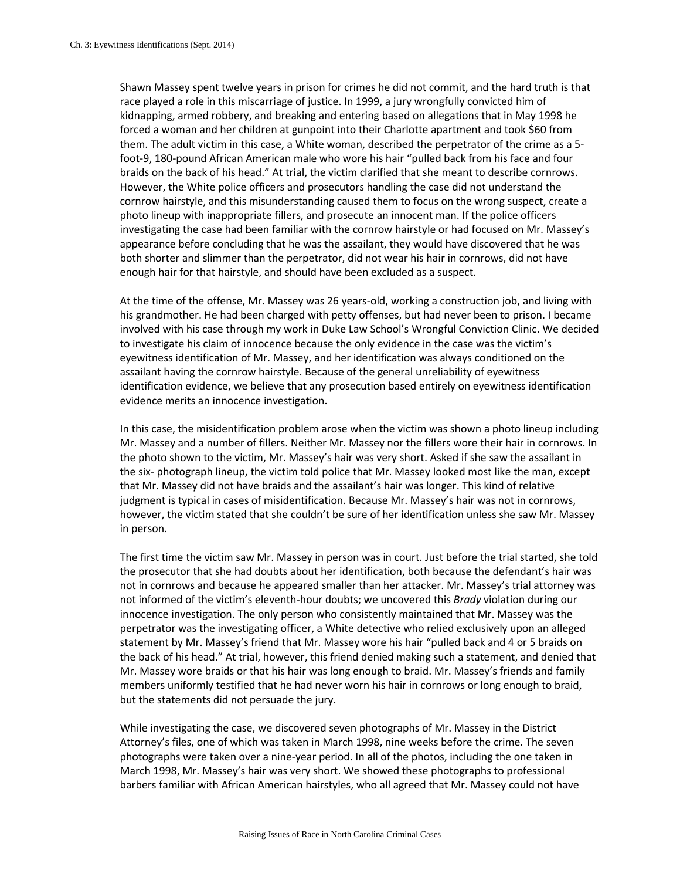Shawn Massey spent twelve years in prison for crimes he did not commit, and the hard truth is that race played a role in this miscarriage of justice. In 1999, a jury wrongfully convicted him of kidnapping, armed robbery, and breaking and entering based on allegations that in May 1998 he forced a woman and her children at gunpoint into their Charlotte apartment and took $60 from them. The adult victim in this case, a White woman, described the perpetrator of the crime as a 5-foot-9, 180-pound African American male who wore his hair "pulled back from his face and four braids on the back of his head." At trial, the victim clarified that she meant to describe cornrows. However, the White police officers and prosecutors handling the case did not understand the cornrow hairstyle, and this misunderstanding caused them to focus on the wrong suspect, create a photo lineup with inappropriate fillers, and prosecute an innocent man. If the police officers investigating the case had been familiar with the cornrow hairstyle or had focused on Mr. Massey's appearance before concluding that he was the assailant, they would have discovered that he was both shorter and slimmer than the perpetrator, did not wear his hair in cornrows, did not have enough hair for that hairstyle, and should have been excluded as a suspect.

At the time of the offense, Mr. Massey was 26 years-old, working a construction job, and living with his grandmother. He had been charged with petty offenses, but had never been to prison. I became involved with his case through my work in Duke Law School's Wrongful Conviction Clinic. We decided to investigate his claim of innocence because the only evidence in the case was the victim's eyewitness identification of Mr. Massey, and her identification was always conditioned on the assailant having the cornrow hairstyle. Because of the general unreliability of eyewitness identification evidence, we believe that any prosecution based entirely on eyewitness identification evidence merits an innocence investigation.

In this case, the misidentification problem arose when the victim was shown a photo lineup including Mr. Massey and a number of fillers. Neither Mr. Massey nor the fillers wore their hair in cornrows. In the photo shown to the victim, Mr. Massey's hair was very short. Asked if she saw the assailant in the six- photograph lineup, the victim told police that Mr. Massey looked most like the man, except that Mr. Massey did not have braids and the assailant's hair was longer. This kind of relative judgment is typical in cases of misidentification. Because Mr. Massey's hair was not in cornrows, however, the victim stated that she couldn't be sure of her identification unless she saw Mr. Massey in person.

The first time the victim saw Mr. Massey in person was in court. Just before the trial started, she told the prosecutor that she had doubts about her identification, both because the defendant's hair was not in cornrows and because he appeared smaller than her attacker. Mr. Massey's trial attorney was not informed of the victim's eleventh-hour doubts; we uncovered this *Brady* violation during our innocence investigation. The only person who consistently maintained that Mr. Massey was the perpetrator was the investigating officer, a White detective who relied exclusively upon an alleged statement by Mr. Massey's friend that Mr. Massey wore his hair "pulled back and 4 or 5 braids on the back of his head." At trial, however, this friend denied making such a statement, and denied that Mr. Massey wore braids or that his hair was long enough to braid. Mr. Massey's friends and family members uniformly testified that he had never worn his hair in cornrows or long enough to braid, but the statements did not persuade the jury.

While investigating the case, we discovered seven photographs of Mr. Massey in the District Attorney's files, one of which was taken in March 1998, nine weeks before the crime. The seven photographs were taken over a nine-year period. In all of the photos, including the one taken in March 1998, Mr. Massey's hair was very short. We showed these photographs to professional barbers familiar with African American hairstyles, who all agreed that Mr. Massey could not have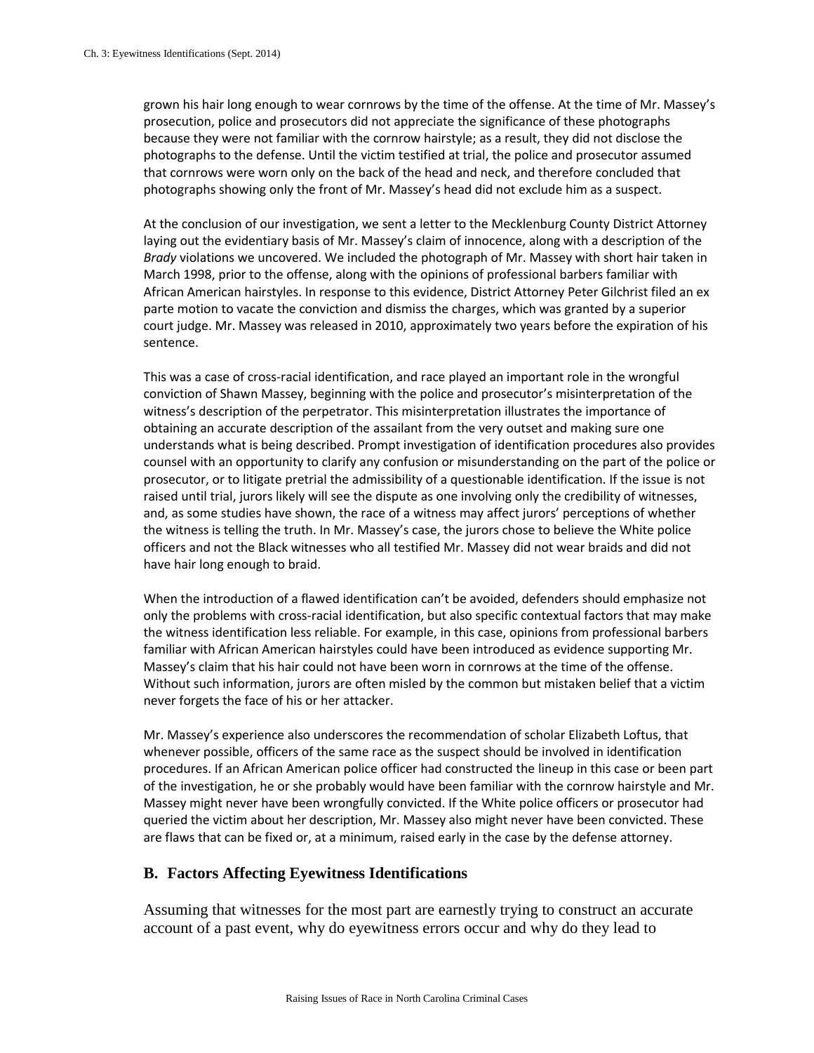grown his hair long enough to wear cornrows by the time of the offense. At the time of Mr. Massey's prosecution, police and prosecutors did not appreciate the significance of these photographs because they were not familiar with the cornrow hairstyle; as a result, they did not disclose the photographs to the defense. Until the victim testified at trial, the police and prosecutor assumed that cornrows were worn only on the back of the head and neck, and therefore concluded that photographs showing only the front of Mr. Massey's head did not exclude him as a suspect.

At the conclusion of our investigation, we sent a letter to the Mecklenburg County District Attorney laying out the evidentiary basis of Mr. Massey's claim of innocence, along with a description of the *Brady* violations we uncovered. We included the photograph of Mr. Massey with short hair taken in March 1998, prior to the offense, along with the opinions of professional barbers familiar with African American hairstyles. In response to this evidence, District Attorney Peter Gilchrist filed an ex parte motion to vacate the conviction and dismiss the charges, which was granted by a superior court judge. Mr. Massey was released in 2010, approximately two years before the expiration of his sentence.

This was a case of cross-racial identification, and race played an important role in the wrongful conviction of Shawn Massey, beginning with the police and prosecutor's misinterpretation of the witness's description of the perpetrator. This misinterpretation illustrates the importance of obtaining an accurate description of the assailant from the very outset and making sure one understands what is being described. Prompt investigation of identification procedures also provides counsel with an opportunity to clarify any confusion or misunderstanding on the part of the police or prosecutor, or to litigate pretrial the admissibility of a questionable identification. If the issue is not raised until trial, jurors likely will see the dispute as one involving only the credibility of witnesses, and, as some studies have shown, the race of a witness may affect jurors' perceptions of whether the witness is telling the truth. In Mr. Massey's case, the jurors chose to believe the White police officers and not the Black witnesses who all testified Mr. Massey did not wear braids and did not have hair long enough to braid.

When the introduction of a flawed identification can't be avoided, defenders should emphasize not only the problems with cross-racial identification, but also specific contextual factors that may make the witness identification less reliable. For example, in this case, opinions from professional barbers familiar with African American hairstyles could have been introduced as evidence supporting Mr. Massey's claim that his hair could not have been worn in cornrows at the time of the offense. Without such information, jurors are often misled by the common but mistaken belief that a victim never forgets the face of his or her attacker.

Mr. Massey's experience also underscores the recommendation of scholar Elizabeth Loftus, that whenever possible, officers of the same race as the suspect should be involved in identification procedures. If an African American police officer had constructed the lineup in this case or been part of the investigation, he or she probably would have been familiar with the cornrow hairstyle and Mr. Massey might never have been wrongfully convicted. If the White police officers or prosecutor had queried the victim about her description, Mr. Massey also might never have been convicted. These are flaws that can be fixed or, at a minimum, raised early in the case by the defense attorney.

## B. Factors Affecting Eyewitness Identifications

Assuming that witnesses for the most part are earnestly trying to construct an accurate account of a past event, why do eyewitness errors occur and why do they lead to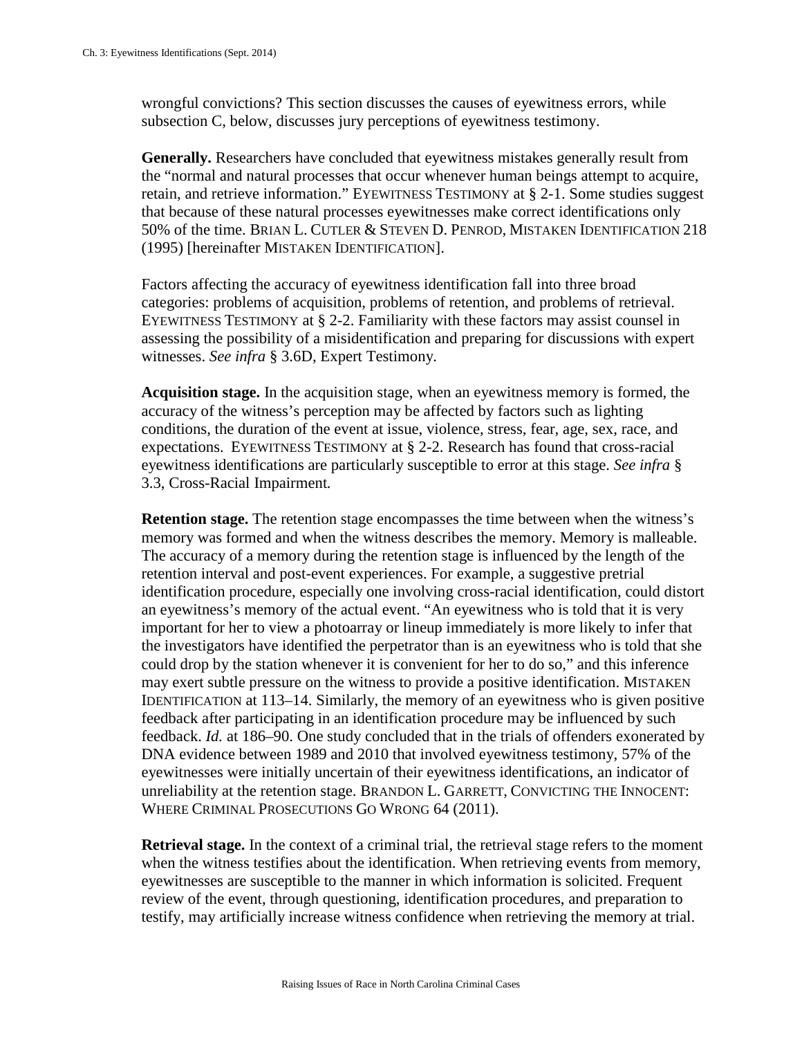wrongful convictions? This section discusses the causes of eyewitness errors, while subsection C, below, discusses jury perceptions of eyewitness testimony.

**Generally.** Researchers have concluded that eyewitness mistakes generally result from the "normal and natural processes that occur whenever human beings attempt to acquire, retain, and retrieve information." EYEWITNESS TESTIMONY at § 2-1. Some studies suggest that because of these natural processes eyewitnesses make correct identifications only 50% of the time. BRIAN L. CUTLER & STEVEN D. PENROD, MISTAKEN IDENTIFICATION 218 (1995) [hereinafter MISTAKEN IDENTIFICATION].

Factors affecting the accuracy of eyewitness identification fall into three broad categories: problems of acquisition, problems of retention, and problems of retrieval. EYEWITNESS TESTIMONY at § 2-2. Familiarity with these factors may assist counsel in assessing the possibility of a misidentification and preparing for discussions with expert witnesses. *See infra* § 3.6D, Expert Testimony.

**Acquisition stage.** In the acquisition stage, when an eyewitness memory is formed, the accuracy of the witness's perception may be affected by factors such as lighting conditions, the duration of the event at issue, violence, stress, fear, age, sex, race, and expectations. EYEWITNESS TESTIMONY at § 2-2. Research has found that cross-racial eyewitness identifications are particularly susceptible to error at this stage. *See infra* § 3.3, Cross-Racial Impairment*.*

**Retention stage.** The retention stage encompasses the time between when the witness's memory was formed and when the witness describes the memory. Memory is malleable. The accuracy of a memory during the retention stage is influenced by the length of the retention interval and post-event experiences. For example, a suggestive pretrial identification procedure, especially one involving cross-racial identification, could distort an eyewitness's memory of the actual event. "An eyewitness who is told that it is very important for her to view a photoarray or lineup immediately is more likely to infer that the investigators have identified the perpetrator than is an eyewitness who is told that she could drop by the station whenever it is convenient for her to do so," and this inference may exert subtle pressure on the witness to provide a positive identification. MISTAKEN IDENTIFICATION at 113–14. Similarly, the memory of an eyewitness who is given positive feedback after participating in an identification procedure may be influenced by such feedback. *Id.* at 186–90. One study concluded that in the trials of offenders exonerated by DNA evidence between 1989 and 2010 that involved eyewitness testimony, 57% of the eyewitnesses were initially uncertain of their eyewitness identifications, an indicator of unreliability at the retention stage. BRANDON L. GARRETT, CONVICTING THE INNOCENT: WHERE CRIMINAL PROSECUTIONS GO WRONG 64 (2011).

**Retrieval stage.** In the context of a criminal trial, the retrieval stage refers to the moment when the witness testifies about the identification. When retrieving events from memory, eyewitnesses are susceptible to the manner in which information is solicited. Frequent review of the event, through questioning, identification procedures, and preparation to testify, may artificially increase witness confidence when retrieving the memory at trial.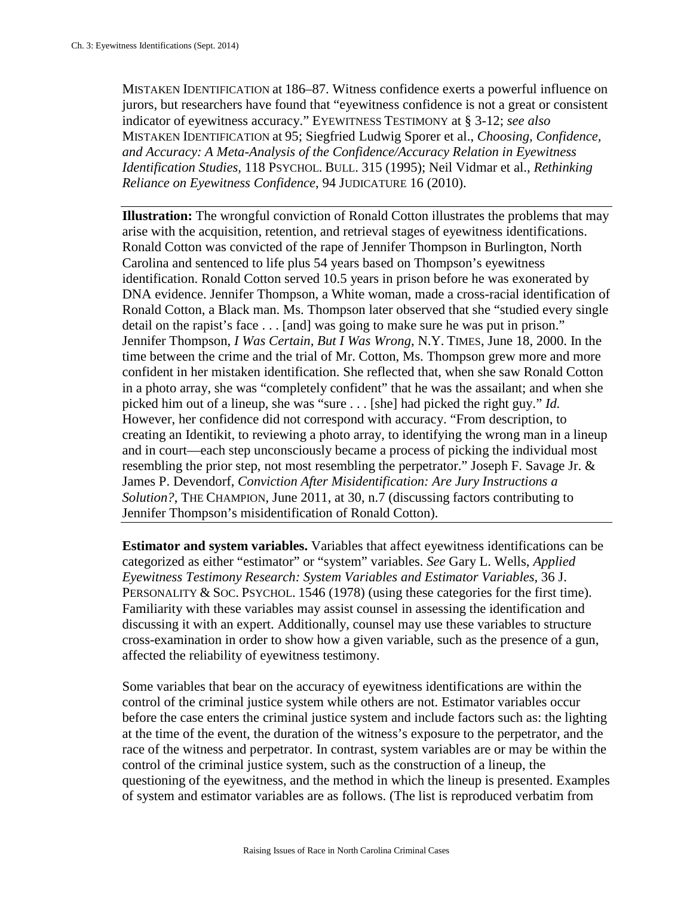MISTAKEN IDENTIFICATION at 186–87. Witness confidence exerts a powerful influence on jurors, but researchers have found that "eyewitness confidence is not a great or consistent indicator of eyewitness accuracy." EYEWITNESS TESTIMONY at § 3-12; *see also* MISTAKEN IDENTIFICATION at 95; Siegfried Ludwig Sporer et al., *Choosing, Confidence, and Accuracy: A Meta-Analysis of the Confidence/Accuracy Relation in Eyewitness Identification Studies*, 118 PSYCHOL. BULL. 315 (1995); Neil Vidmar et al., *Rethinking Reliance on Eyewitness Confidence*, 94 JUDICATURE 16 (2010).

---

**Illustration:** The wrongful conviction of Ronald Cotton illustrates the problems that may arise with the acquisition, retention, and retrieval stages of eyewitness identifications. Ronald Cotton was convicted of the rape of Jennifer Thompson in Burlington, North Carolina and sentenced to life plus 54 years based on Thompson's eyewitness identification. Ronald Cotton served 10.5 years in prison before he was exonerated by DNA evidence. Jennifer Thompson, a White woman, made a cross-racial identification of Ronald Cotton, a Black man. Ms. Thompson later observed that she "studied every single detail on the rapist's face . . . [and] was going to make sure he was put in prison." Jennifer Thompson, *I Was Certain, But I Was Wrong*, N.Y. TIMES, June 18, 2000. In the time between the crime and the trial of Mr. Cotton, Ms. Thompson grew more and more confident in her mistaken identification. She reflected that, when she saw Ronald Cotton in a photo array, she was "completely confident" that he was the assailant; and when she picked him out of a lineup, she was "sure . . . [she] had picked the right guy." *Id.* However, her confidence did not correspond with accuracy. "From description, to creating an Identikit, to reviewing a photo array, to identifying the wrong man in a lineup and in court—each step unconsciously became a process of picking the individual most resembling the prior step, not most resembling the perpetrator." Joseph F. Savage Jr. & James P. Devendorf, *Conviction After Misidentification: Are Jury Instructions a Solution?*, THE CHAMPION, June 2011, at 30, n.7 (discussing factors contributing to Jennifer Thompson's misidentification of Ronald Cotton).

---

**Estimator and system variables.** Variables that affect eyewitness identifications can be categorized as either "estimator" or "system" variables. *See* Gary L. Wells, *Applied Eyewitness Testimony Research: System Variables and Estimator Variables*, 36 J. PERSONALITY & SOC. PSYCHOL. 1546 (1978) (using these categories for the first time). Familiarity with these variables may assist counsel in assessing the identification and discussing it with an expert. Additionally, counsel may use these variables to structure cross-examination in order to show how a given variable, such as the presence of a gun, affected the reliability of eyewitness testimony.

Some variables that bear on the accuracy of eyewitness identifications are within the control of the criminal justice system while others are not. Estimator variables occur before the case enters the criminal justice system and include factors such as: the lighting at the time of the event, the duration of the witness's exposure to the perpetrator, and the race of the witness and perpetrator. In contrast, system variables are or may be within the control of the criminal justice system, such as the construction of a lineup, the questioning of the eyewitness, and the method in which the lineup is presented. Examples of system and estimator variables are as follows. (The list is reproduced verbatim from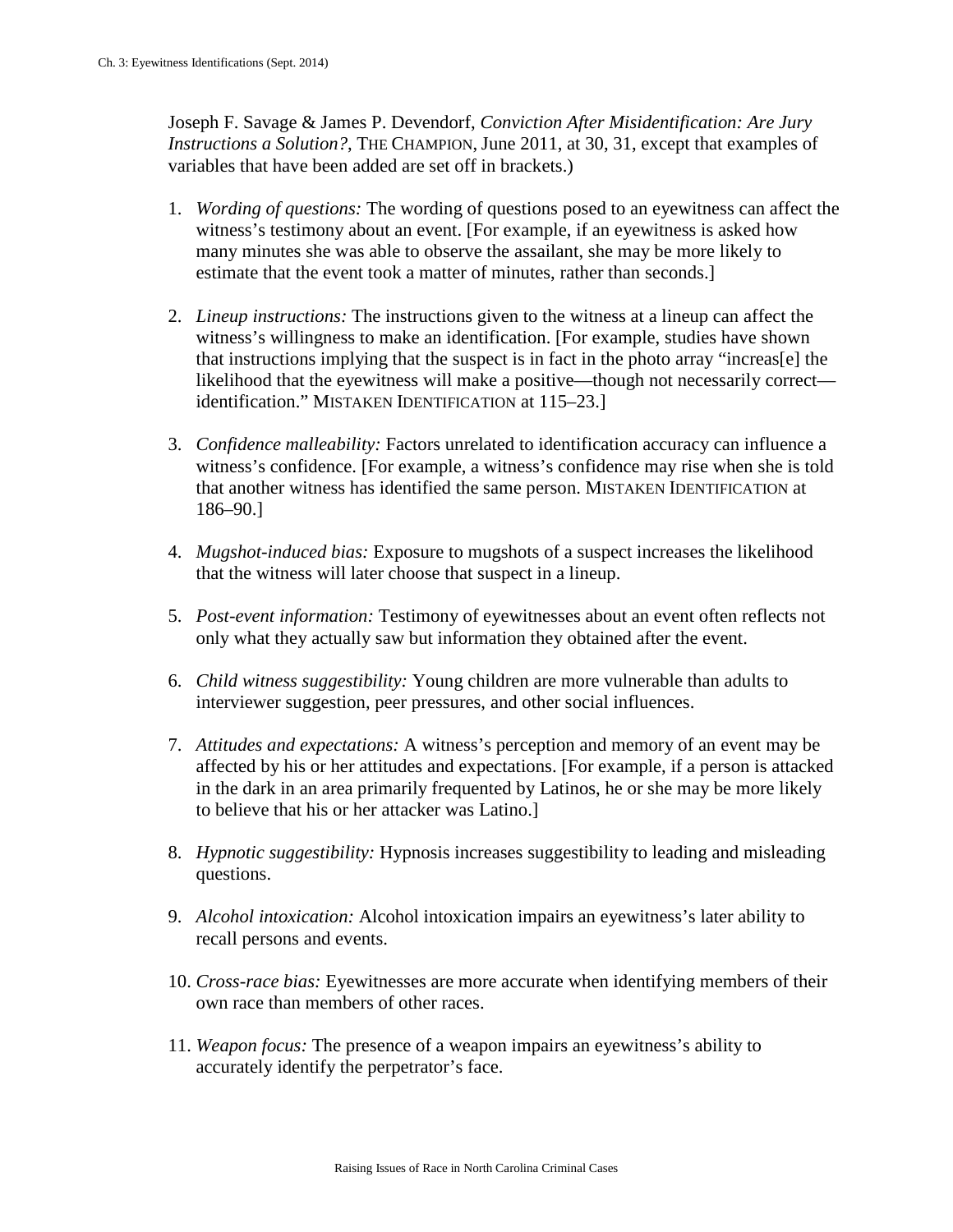Joseph F. Savage & James P. Devendorf, *Conviction After Misidentification: Are Jury Instructions a Solution?*, THE CHAMPION, June 2011, at 30, 31, except that examples of variables that have been added are set off in brackets.)

1. *Wording of questions:* The wording of questions posed to an eyewitness can affect the witness's testimony about an event. [For example, if an eyewitness is asked how many minutes she was able to observe the assailant, she may be more likely to estimate that the event took a matter of minutes, rather than seconds.]

2. *Lineup instructions:* The instructions given to the witness at a lineup can affect the witness's willingness to make an identification. [For example, studies have shown that instructions implying that the suspect is in fact in the photo array "increas[e] the likelihood that the eyewitness will make a positive—though not necessarily correct—identification." MISTAKEN IDENTIFICATION at 115–23.]

3. *Confidence malleability:* Factors unrelated to identification accuracy can influence a witness's confidence. [For example, a witness's confidence may rise when she is told that another witness has identified the same person. MISTAKEN IDENTIFICATION at 186–90.]

4. *Mugshot-induced bias:* Exposure to mugshots of a suspect increases the likelihood that the witness will later choose that suspect in a lineup.

5. *Post-event information:* Testimony of eyewitnesses about an event often reflects not only what they actually saw but information they obtained after the event.

6. *Child witness suggestibility:* Young children are more vulnerable than adults to interviewer suggestion, peer pressures, and other social influences.

7. *Attitudes and expectations:* A witness's perception and memory of an event may be affected by his or her attitudes and expectations. [For example, if a person is attacked in the dark in an area primarily frequented by Latinos, he or she may be more likely to believe that his or her attacker was Latino.]

8. *Hypnotic suggestibility:* Hypnosis increases suggestibility to leading and misleading questions.

9. *Alcohol intoxication:* Alcohol intoxication impairs an eyewitness's later ability to recall persons and events.

10. *Cross-race bias:* Eyewitnesses are more accurate when identifying members of their own race than members of other races.

11. *Weapon focus:* The presence of a weapon impairs an eyewitness's ability to accurately identify the perpetrator's face.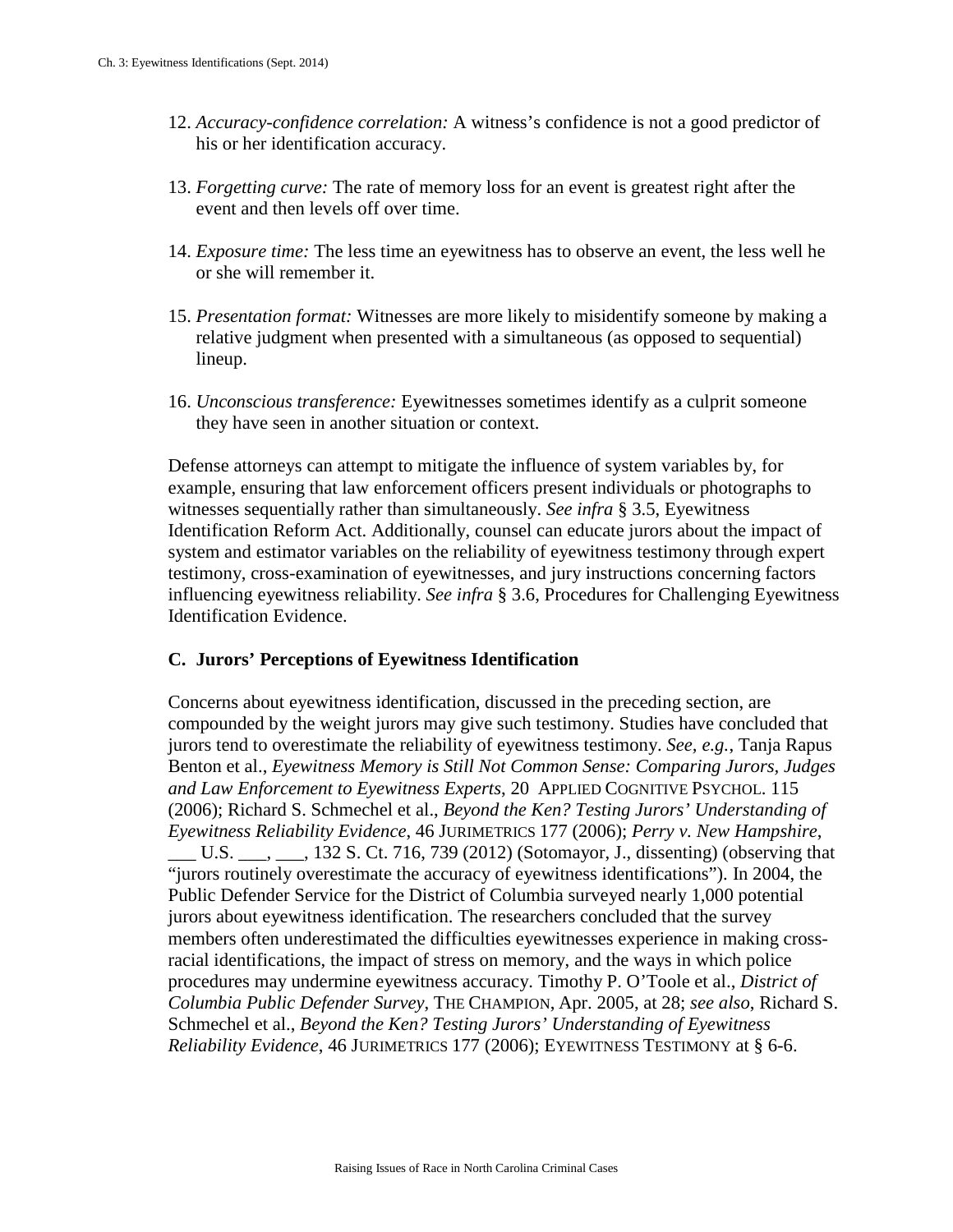12. *Accuracy-confidence correlation:* A witness's confidence is not a good predictor of his or her identification accuracy.

13. *Forgetting curve:* The rate of memory loss for an event is greatest right after the event and then levels off over time.

14. *Exposure time:* The less time an eyewitness has to observe an event, the less well he or she will remember it.

15. *Presentation format:* Witnesses are more likely to misidentify someone by making a relative judgment when presented with a simultaneous (as opposed to sequential) lineup.

16. *Unconscious transference:* Eyewitnesses sometimes identify as a culprit someone they have seen in another situation or context.

Defense attorneys can attempt to mitigate the influence of system variables by, for example, ensuring that law enforcement officers present individuals or photographs to witnesses sequentially rather than simultaneously. *See infra* § 3.5, Eyewitness Identification Reform Act. Additionally, counsel can educate jurors about the impact of system and estimator variables on the reliability of eyewitness testimony through expert testimony, cross-examination of eyewitnesses, and jury instructions concerning factors influencing eyewitness reliability. *See infra* § 3.6, Procedures for Challenging Eyewitness Identification Evidence.

### C. Jurors' Perceptions of Eyewitness Identification

Concerns about eyewitness identification, discussed in the preceding section, are compounded by the weight jurors may give such testimony. Studies have concluded that jurors tend to overestimate the reliability of eyewitness testimony. *See, e.g.*, Tanja Rapus Benton et al., *Eyewitness Memory is Still Not Common Sense: Comparing Jurors, Judges and Law Enforcement to Eyewitness Experts*, 20 APPLIED COGNITIVE PSYCHOL. 115 (2006); Richard S. Schmechel et al., *Beyond the Ken? Testing Jurors' Understanding of Eyewitness Reliability Evidence*, 46 JURIMETRICS 177 (2006); *Perry v. New Hampshire*, ___ U.S. ___, ___, 132 S. Ct. 716, 739 (2012) (Sotomayor, J., dissenting) (observing that "jurors routinely overestimate the accuracy of eyewitness identifications"). In 2004, the Public Defender Service for the District of Columbia surveyed nearly 1,000 potential jurors about eyewitness identification. The researchers concluded that the survey members often underestimated the difficulties eyewitnesses experience in making cross-racial identifications, the impact of stress on memory, and the ways in which police procedures may undermine eyewitness accuracy. Timothy P. O'Toole et al., *District of Columbia Public Defender Survey*, THE CHAMPION, Apr. 2005, at 28; *see also*, Richard S. Schmechel et al., *Beyond the Ken? Testing Jurors' Understanding of Eyewitness Reliability Evidence*, 46 JURIMETRICS 177 (2006); EYEWITNESS TESTIMONY at § 6-6.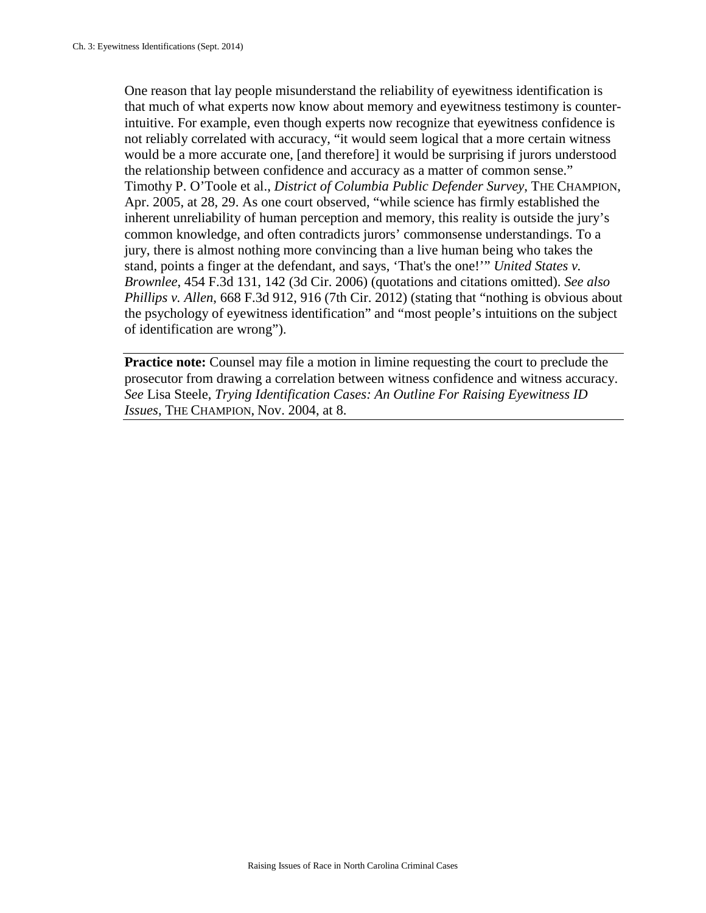One reason that lay people misunderstand the reliability of eyewitness identification is that much of what experts now know about memory and eyewitness testimony is counter-intuitive. For example, even though experts now recognize that eyewitness confidence is not reliably correlated with accuracy, "it would seem logical that a more certain witness would be a more accurate one, [and therefore] it would be surprising if jurors understood the relationship between confidence and accuracy as a matter of common sense." Timothy P. O'Toole et al., *District of Columbia Public Defender Survey*, THE CHAMPION, Apr. 2005, at 28, 29. As one court observed, "while science has firmly established the inherent unreliability of human perception and memory, this reality is outside the jury's common knowledge, and often contradicts jurors' commonsense understandings. To a jury, there is almost nothing more convincing than a live human being who takes the stand, points a finger at the defendant, and says, 'That's the one!'" *United States v. Brownlee*, 454 F.3d 131, 142 (3d Cir. 2006) (quotations and citations omitted). *See also Phillips v. Allen*, 668 F.3d 912, 916 (7th Cir. 2012) (stating that "nothing is obvious about the psychology of eyewitness identification" and "most people's intuitions on the subject of identification are wrong").

---

**Practice note:** Counsel may file a motion in limine requesting the court to preclude the prosecutor from drawing a correlation between witness confidence and witness accuracy. *See* Lisa Steele, *Trying Identification Cases: An Outline For Raising Eyewitness ID Issues*, THE CHAMPION, Nov. 2004, at 8.

---